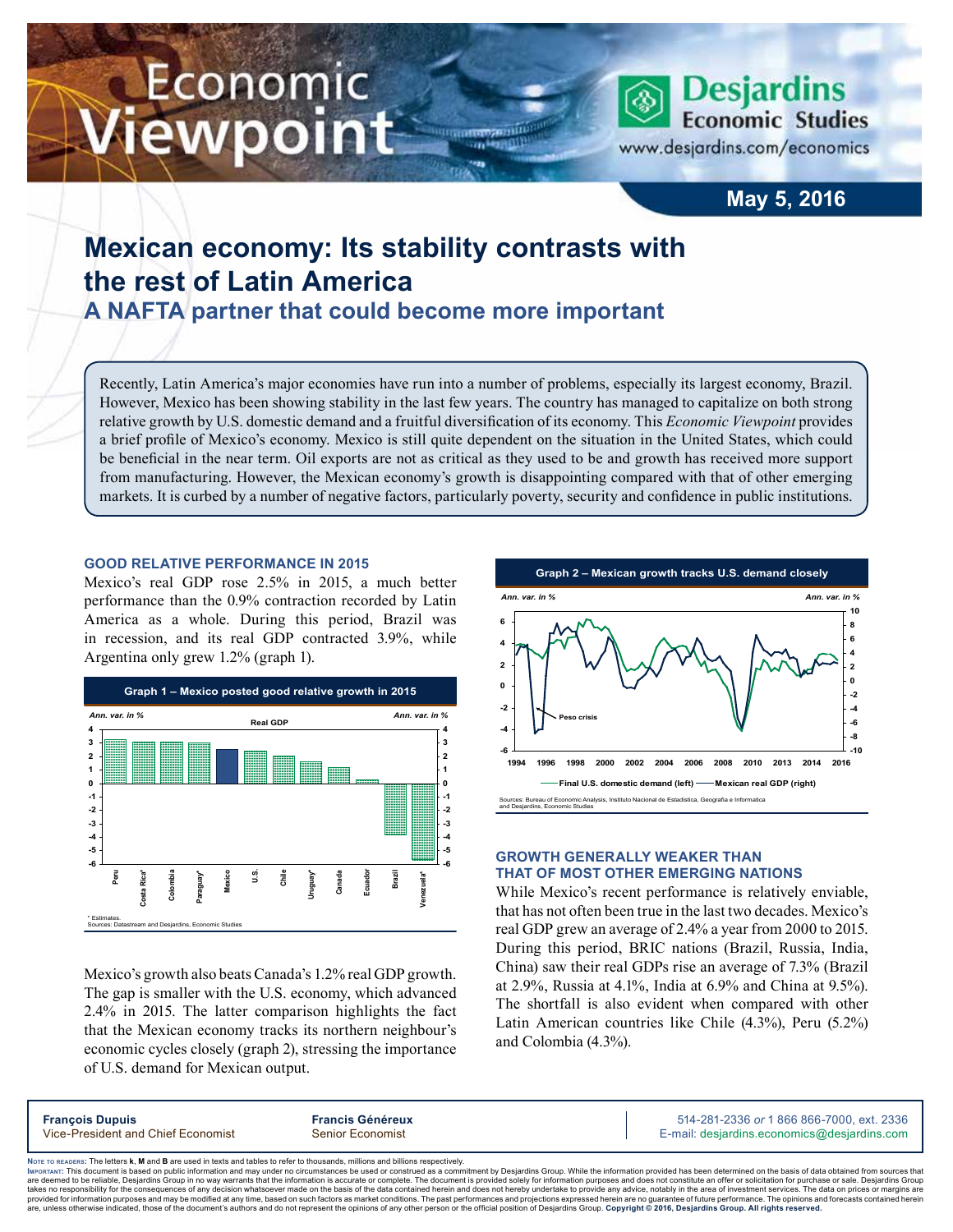# Economic Viewpoint

Desjardins Economic Studies
www.desjardins.com/economics

May 5, 2016

# Mexican economy: Its stability contrasts with the rest of Latin America

## A NAFTA partner that could become more important

Recently, Latin America's major economies have run into a number of problems, especially its largest economy, Brazil. However, Mexico has been showing stability in the last few years. The country has managed to capitalize on both strong relative growth by U.S. domestic demand and a fruitful diversification of its economy. This *Economic Viewpoint* provides a brief profile of Mexico's economy. Mexico is still quite dependent on the situation in the United States, which could be beneficial in the near term. Oil exports are not as critical as they used to be and growth has received more support from manufacturing. However, the Mexican economy's growth is disappointing compared with that of other emerging markets. It is curbed by a number of negative factors, particularly poverty, security and confidence in public institutions.

### GOOD RELATIVE PERFORMANCE IN 2015

Mexico's real GDP rose 2.5% in 2015, a much better performance than the 0.9% contraction recorded by Latin America as a whole. During this period, Brazil was in recession, and its real GDP contracted 3.9%, while Argentina only grew 1.2% (graph 1).

**Graph 1 – Mexico posted good relative growth in 2015**

Real GDP (Ann. var. in %): Peru, Costa Rica*, Colombia, Paraguay*, Mexico, U.S., Chile, Uruguay*, Canada, Ecuador, Brazil, Venezuela*

\* Estimates.
Sources: Datastream and Desjardins, Economic Studies

Mexico's growth also beats Canada's 1.2% real GDP growth. The gap is smaller with the U.S. economy, which advanced 2.4% in 2015. The latter comparison highlights the fact that the Mexican economy tracks its northern neighbour's economic cycles closely (graph 2), stressing the importance of U.S. demand for Mexican output.

**Graph 2 – Mexican growth tracks U.S. demand closely**

Final U.S. domestic demand (left) — Mexican real GDP (right); Ann. var. in %; Peso crisis

Sources: Bureau of Economic Analysis, Instituto Nacional de Estadistica, Geografia e Informatica and Desjardins, Economic Studies

### GROWTH GENERALLY WEAKER THAN THAT OF MOST OTHER EMERGING NATIONS

While Mexico's recent performance is relatively enviable, that has not often been true in the last two decades. Mexico's real GDP grew an average of 2.4% a year from 2000 to 2015. During this period, BRIC nations (Brazil, Russia, India, China) saw their real GDPs rise an average of 7.3% (Brazil at 2.9%, Russia at 4.1%, India at 6.9% and China at 9.5%). The shortfall is also evident when compared with other Latin American countries like Chile (4.3%), Peru (5.2%) and Colombia (4.3%).

**François Dupuis**
Vice-President and Chief Economist

**Francis Généreux**
Senior Economist

514-281-2336 *or* 1 866 866-7000, ext. 2336
E-mail: desjardins.economics@desjardins.com

NOTE TO READERS: The letters **k**, **M** and **B** are used in texts and tables to refer to thousands, millions and billions respectively.
IMPORTANT: This document is based on public information and may under no circumstances be used or construed as a commitment by Desjardins Group. While the information provided has been determined on the basis of data obtained from sources that are deemed to be reliable, Desjardins Group in no way warrants that the information is accurate or complete. The document is provided solely for information purposes and does not constitute an offer or solicitation for purchase or sale. Desjardins Group takes no responsibility for the consequences of any decision whatsoever made on the basis of the data contained herein and does not hereby undertake to provide any advice, notably in the area of investment services. The data on prices or margins are provided for information purposes and may be modified at any time, based on such factors as market conditions. The past performances and projections expressed herein are no guarantee of future performance. The opinions and forecasts contained herein are, unless otherwise indicated, those of the document's authors and do not represent the opinions of any other person or the official position of Desjardins Group. **Copyright © 2016, Desjardins Group. All rights reserved.**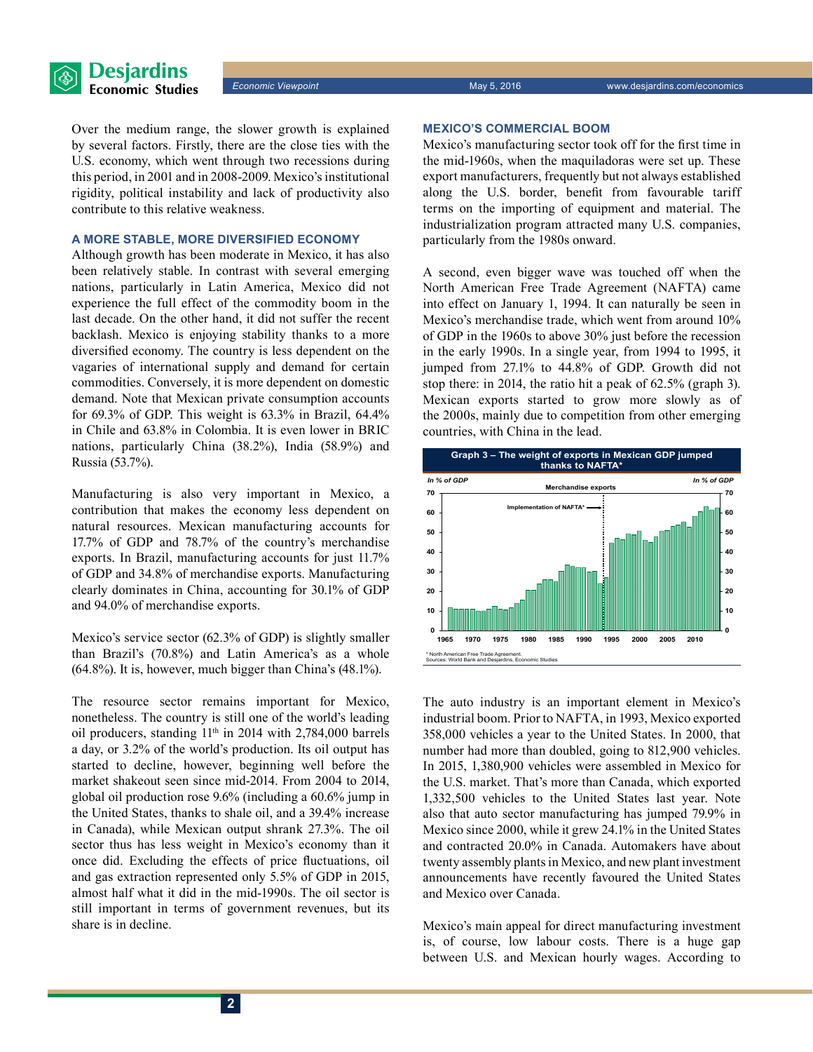Over the medium range, the slower growth is explained by several factors. Firstly, there are the close ties with the U.S. economy, which went through two recessions during this period, in 2001 and in 2008-2009. Mexico's institutional rigidity, political instability and lack of productivity also contribute to this relative weakness.

### A MORE STABLE, MORE DIVERSIFIED ECONOMY

Although growth has been moderate in Mexico, it has also been relatively stable. In contrast with several emerging nations, particularly in Latin America, Mexico did not experience the full effect of the commodity boom in the last decade. On the other hand, it did not suffer the recent backlash. Mexico is enjoying stability thanks to a more diversified economy. The country is less dependent on the vagaries of international supply and demand for certain commodities. Conversely, it is more dependent on domestic demand. Note that Mexican private consumption accounts for 69.3% of GDP. This weight is 63.3% in Brazil, 64.4% in Chile and 63.8% in Colombia. It is even lower in BRIC nations, particularly China (38.2%), India (58.9%) and Russia (53.7%).

Manufacturing is also very important in Mexico, a contribution that makes the economy less dependent on natural resources. Mexican manufacturing accounts for 17.7% of GDP and 78.7% of the country's merchandise exports. In Brazil, manufacturing accounts for just 11.7% of GDP and 34.8% of merchandise exports. Manufacturing clearly dominates in China, accounting for 30.1% of GDP and 94.0% of merchandise exports.

Mexico's service sector (62.3% of GDP) is slightly smaller than Brazil's (70.8%) and Latin America's as a whole (64.8%). It is, however, much bigger than China's (48.1%).

The resource sector remains important for Mexico, nonetheless. The country is still one of the world's leading oil producers, standing 11th in 2014 with 2,784,000 barrels a day, or 3.2% of the world's production. Its oil output has started to decline, however, beginning well before the market shakeout seen since mid-2014. From 2004 to 2014, global oil production rose 9.6% (including a 60.6% jump in the United States, thanks to shale oil, and a 39.4% increase in Canada), while Mexican output shrank 27.3%. The oil sector thus has less weight in Mexico's economy than it once did. Excluding the effects of price fluctuations, oil and gas extraction represented only 5.5% of GDP in 2015, almost half what it did in the mid-1990s. The oil sector is still important in terms of government revenues, but its share is in decline.

### MEXICO'S COMMERCIAL BOOM

Mexico's manufacturing sector took off for the first time in the mid-1960s, when the maquiladoras were set up. These export manufacturers, frequently but not always established along the U.S. border, benefit from favourable tariff terms on the importing of equipment and material. The industrialization program attracted many U.S. companies, particularly from the 1980s onward.

A second, even bigger wave was touched off when the North American Free Trade Agreement (NAFTA) came into effect on January 1, 1994. It can naturally be seen in Mexico's merchandise trade, which went from around 10% of GDP in the 1960s to above 30% just before the recession in the early 1990s. In a single year, from 1994 to 1995, it jumped from 27.1% to 44.8% of GDP. Growth did not stop there: in 2014, the ratio hit a peak of 62.5% (graph 3). Mexican exports started to grow more slowly as of the 2000s, mainly due to competition from other emerging countries, with China in the lead.

**Graph 3 – The weight of exports in Mexican GDP jumped thanks to NAFTA***

*In % of GDP* — Merchandise exports — Implementation of NAFTA*

\* North American Free Trade Agreement.
Sources: World Bank and Desjardins, Economic Studies

The auto industry is an important element in Mexico's industrial boom. Prior to NAFTA, in 1993, Mexico exported 358,000 vehicles a year to the United States. In 2000, that number had more than doubled, going to 812,900 vehicles. In 2015, 1,380,900 vehicles were assembled in Mexico for the U.S. market. That's more than Canada, which exported 1,332,500 vehicles to the United States last year. Note also that auto sector manufacturing has jumped 79.9% in Mexico since 2000, while it grew 24.1% in the United States and contracted 20.0% in Canada. Automakers have about twenty assembly plants in Mexico, and new plant investment announcements have recently favoured the United States and Mexico over Canada.

Mexico's main appeal for direct manufacturing investment is, of course, low labour costs. There is a huge gap between U.S. and Mexican hourly wages. According to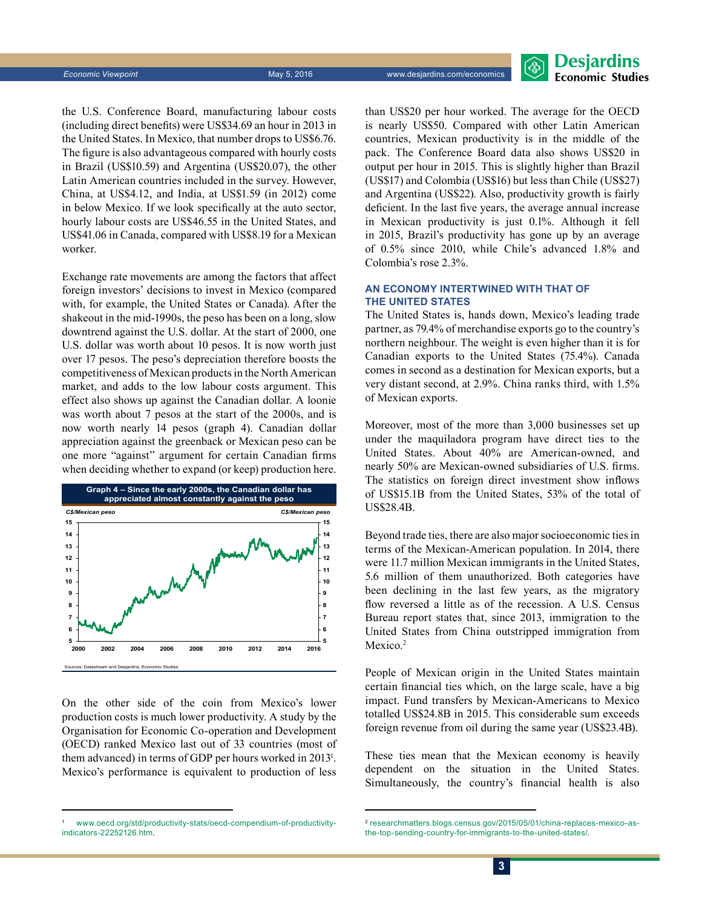the U.S. Conference Board, manufacturing labour costs (including direct benefits) were US$34.69 an hour in 2013 in the United States. In Mexico, that number drops to US$6.76. The figure is also advantageous compared with hourly costs in Brazil (US$10.59) and Argentina (US$20.07), the other Latin American countries included in the survey. However, China, at US$4.12, and India, at US$1.59 (in 2012) come in below Mexico. If we look specifically at the auto sector, hourly labour costs are US$46.55 in the United States, and US$41.06 in Canada, compared with US$8.19 for a Mexican worker.

Exchange rate movements are among the factors that affect foreign investors' decisions to invest in Mexico (compared with, for example, the United States or Canada). After the shakeout in the mid-1990s, the peso has been on a long, slow downtrend against the U.S. dollar. At the start of 2000, one U.S. dollar was worth about 10 pesos. It is now worth just over 17 pesos. The peso's depreciation therefore boosts the competitiveness of Mexican products in the North American market, and adds to the low labour costs argument. This effect also shows up against the Canadian dollar. A loonie was worth about 7 pesos at the start of the 2000s, and is now worth nearly 14 pesos (graph 4). Canadian dollar appreciation against the greenback or Mexican peso can be one more "against" argument for certain Canadian firms when deciding whether to expand (or keep) production here.

**Graph 4 – Since the early 2000s, the Canadian dollar has appreciated almost constantly against the peso**

Sources: Datastream and Desjardins, Economic Studies

On the other side of the coin from Mexico's lower production costs is much lower productivity. A study by the Organisation for Economic Co-operation and Development (OECD) ranked Mexico last out of 33 countries (most of them advanced) in terms of GDP per hours worked in 2013[1]. Mexico's performance is equivalent to production of less than US$20 per hour worked. The average for the OECD is nearly US$50. Compared with other Latin American countries, Mexican productivity is in the middle of the pack. The Conference Board data also shows US$20 in output per hour in 2015. This is slightly higher than Brazil (US$17) and Colombia (US$16) but less than Chile (US$27) and Argentina (US$22). Also, productivity growth is fairly deficient. In the last five years, the average annual increase in Mexican productivity is just 0.1%. Although it fell in 2015, Brazil's productivity has gone up by an average of 0.5% since 2010, while Chile's advanced 1.8% and Colombia's rose 2.3%.

## AN ECONOMY INTERTWINED WITH THAT OF THE UNITED STATES

The United States is, hands down, Mexico's leading trade partner, as 79.4% of merchandise exports go to the country's northern neighbour. The weight is even higher than it is for Canadian exports to the United States (75.4%). Canada comes in second as a destination for Mexican exports, but a very distant second, at 2.9%. China ranks third, with 1.5% of Mexican exports.

Moreover, most of the more than 3,000 businesses set up under the maquiladora program have direct ties to the United States. About 40% are American-owned, and nearly 50% are Mexican-owned subsidiaries of U.S. firms. The statistics on foreign direct investment show inflows of US$15.1B from the United States, 53% of the total of US$28.4B.

Beyond trade ties, there are also major socioeconomic ties in terms of the Mexican-American population. In 2014, there were 11.7 million Mexican immigrants in the United States, 5.6 million of them unauthorized. Both categories have been declining in the last few years, as the migratory flow reversed a little as of the recession. A U.S. Census Bureau report states that, since 2013, immigration to the United States from China outstripped immigration from Mexico.[2]

People of Mexican origin in the United States maintain certain financial ties which, on the large scale, have a big impact. Fund transfers by Mexican-Americans to Mexico totalled US$24.8B in 2015. This considerable sum exceeds foreign revenue from oil during the same year (US$23.4B).

These ties mean that the Mexican economy is heavily dependent on the situation in the United States. Simultaneously, the country's financial health is also

---

[1] www.oecd.org/std/productivity-stats/oecd-compendium-of-productivity-indicators-22252126.htm.

[2] researchmatters.blogs.census.gov/2015/05/01/china-replaces-mexico-as-the-top-sending-country-for-immigrants-to-the-united-states/.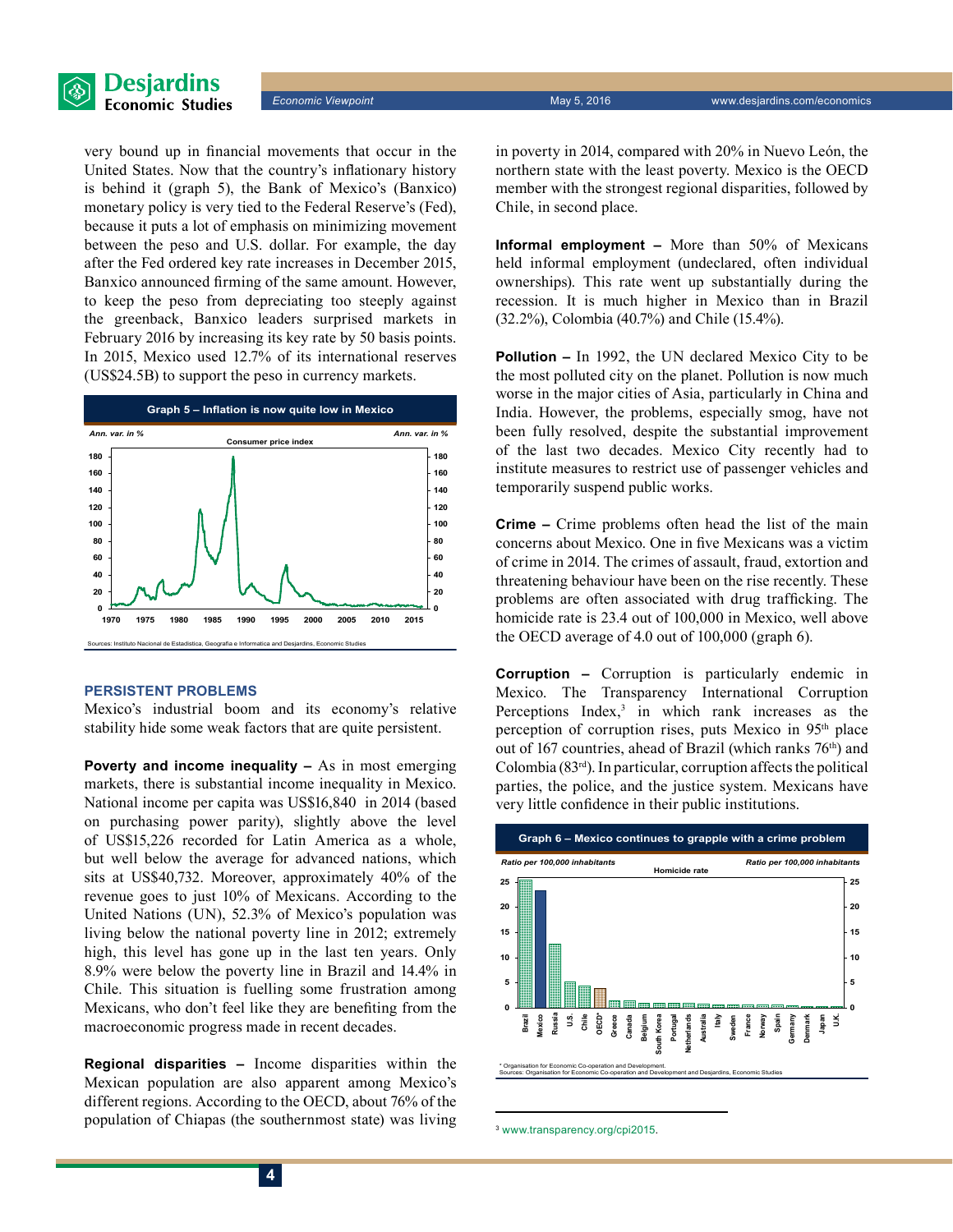very bound up in financial movements that occur in the United States. Now that the country's inflationary history is behind it (graph 5), the Bank of Mexico's (Banxico) monetary policy is very tied to the Federal Reserve's (Fed), because it puts a lot of emphasis on minimizing movement between the peso and U.S. dollar. For example, the day after the Fed ordered key rate increases in December 2015, Banxico announced firming of the same amount. However, to keep the peso from depreciating too steeply against the greenback, Banxico leaders surprised markets in February 2016 by increasing its key rate by 50 basis points. In 2015, Mexico used 12.7% of its international reserves (US$24.5B) to support the peso in currency markets.

**Graph 5 – Inflation is now quite low in Mexico**

Consumer price index (Ann. var. in %)

Sources: Instituto Nacional de Estadística, Geografía e Informática and Desjardins, Economic Studies

## PERSISTENT PROBLEMS

Mexico's industrial boom and its economy's relative stability hide some weak factors that are quite persistent.

**Poverty and income inequality –** As in most emerging markets, there is substantial income inequality in Mexico. National income per capita was US$16,840 in 2014 (based on purchasing power parity), slightly above the level of US$15,226 recorded for Latin America as a whole, but well below the average for advanced nations, which sits at US$40,732. Moreover, approximately 40% of the revenue goes to just 10% of Mexicans. According to the United Nations (UN), 52.3% of Mexico's population was living below the national poverty line in 2012; extremely high, this level has gone up in the last ten years. Only 8.9% were below the poverty line in Brazil and 14.4% in Chile. This situation is fuelling some frustration among Mexicans, who don't feel like they are benefiting from the macroeconomic progress made in recent decades.

**Regional disparities –** Income disparities within the Mexican population are also apparent among Mexico's different regions. According to the OECD, about 76% of the population of Chiapas (the southernmost state) was living in poverty in 2014, compared with 20% in Nuevo León, the northern state with the least poverty. Mexico is the OECD member with the strongest regional disparities, followed by Chile, in second place.

**Informal employment –** More than 50% of Mexicans held informal employment (undeclared, often individual ownerships). This rate went up substantially during the recession. It is much higher in Mexico than in Brazil (32.2%), Colombia (40.7%) and Chile (15.4%).

**Pollution –** In 1992, the UN declared Mexico City to be the most polluted city on the planet. Pollution is now much worse in the major cities of Asia, particularly in China and India. However, the problems, especially smog, have not been fully resolved, despite the substantial improvement of the last two decades. Mexico City recently had to institute measures to restrict use of passenger vehicles and temporarily suspend public works.

**Crime –** Crime problems often head the list of the main concerns about Mexico. One in five Mexicans was a victim of crime in 2014. The crimes of assault, fraud, extortion and threatening behaviour have been on the rise recently. These problems are often associated with drug trafficking. The homicide rate is 23.4 out of 100,000 in Mexico, well above the OECD average of 4.0 out of 100,000 (graph 6).

**Corruption –** Corruption is particularly endemic in Mexico. The Transparency International Corruption Perceptions Index,[3] in which rank increases as the perception of corruption rises, puts Mexico in 95th place out of 167 countries, ahead of Brazil (which ranks 76th) and Colombia (83rd). In particular, corruption affects the political parties, the police, and the justice system. Mexicans have very little confidence in their public institutions.

**Graph 6 – Mexico continues to grapple with a crime problem**

Homicide rate (Ratio per 100,000 inhabitants)

\* Organisation for Economic Co-operation and Development.
Sources: Organisation for Economic Co-operation and Development and Desjardins, Economic Studies

[3] www.transparency.org/cpi2015.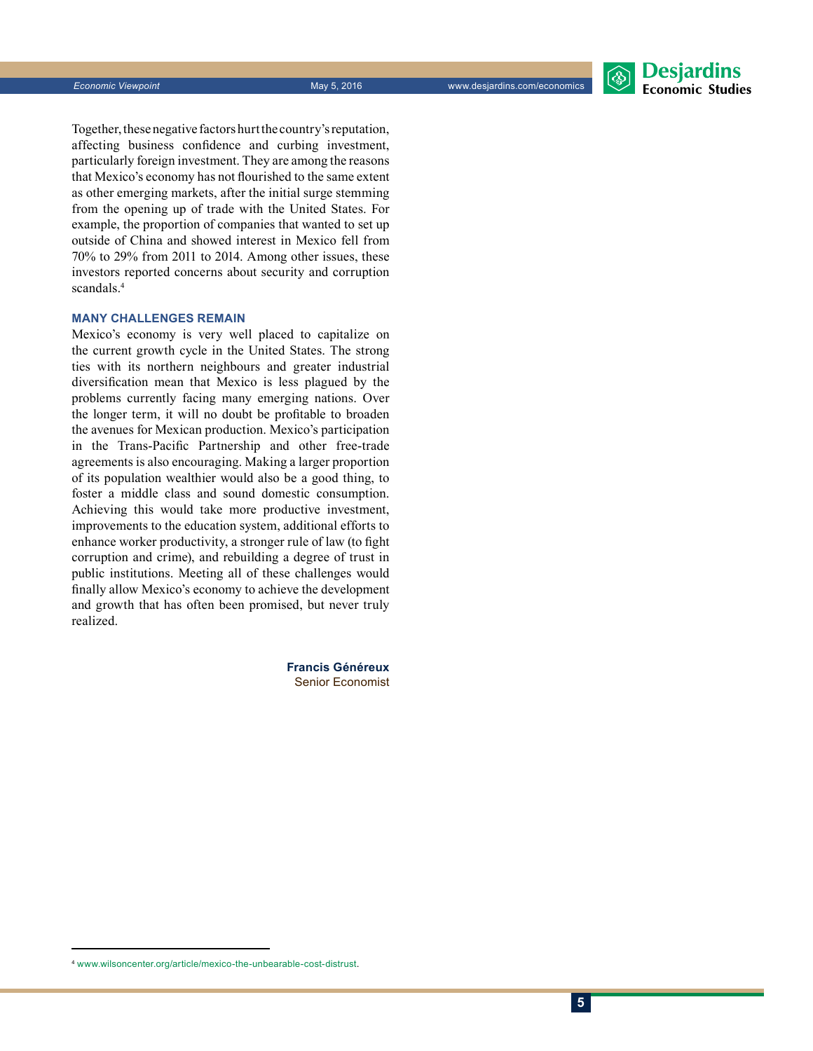Together, these negative factors hurt the country's reputation, affecting business confidence and curbing investment, particularly foreign investment. They are among the reasons that Mexico's economy has not flourished to the same extent as other emerging markets, after the initial surge stemming from the opening up of trade with the United States. For example, the proportion of companies that wanted to set up outside of China and showed interest in Mexico fell from 70% to 29% from 2011 to 2014. Among other issues, these investors reported concerns about security and corruption scandals.[4]

## MANY CHALLENGES REMAIN

Mexico's economy is very well placed to capitalize on the current growth cycle in the United States. The strong ties with its northern neighbours and greater industrial diversification mean that Mexico is less plagued by the problems currently facing many emerging nations. Over the longer term, it will no doubt be profitable to broaden the avenues for Mexican production. Mexico's participation in the Trans-Pacific Partnership and other free-trade agreements is also encouraging. Making a larger proportion of its population wealthier would also be a good thing, to foster a middle class and sound domestic consumption. Achieving this would take more productive investment, improvements to the education system, additional efforts to enhance worker productivity, a stronger rule of law (to fight corruption and crime), and rebuilding a degree of trust in public institutions. Meeting all of these challenges would finally allow Mexico's economy to achieve the development and growth that has often been promised, but never truly realized.

**Francis Généreux**
Senior Economist

[4] www.wilsoncenter.org/article/mexico-the-unbearable-cost-distrust.